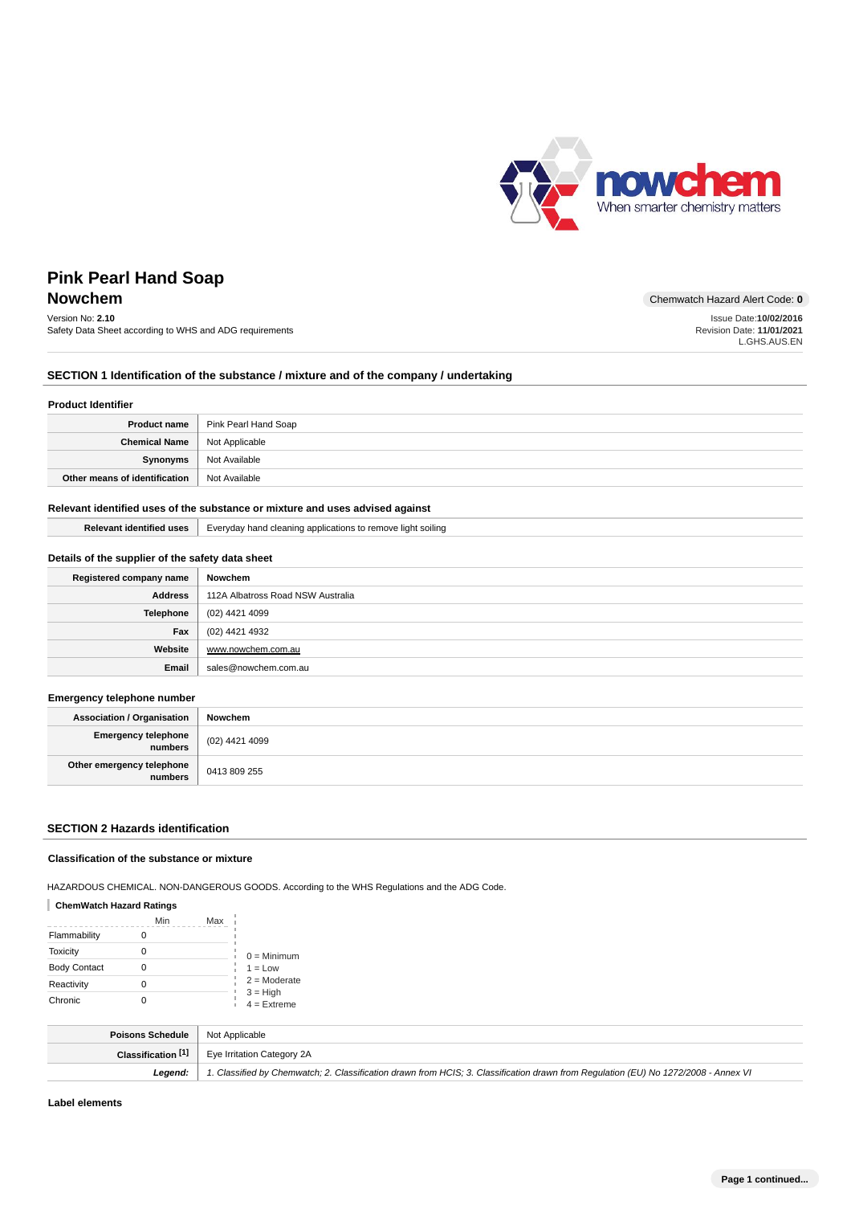# Pink Pearl Hand Soap

## Nowchem

Chemwatch Hazard Alert Code: **0**

Version No: **2.10**
Safety Data Sheet according to WHS and ADG requirements

Issue Date:**10/02/2016**
Revision Date: **11/01/2021**
L.GHS.AUS.EN

## SECTION 1 Identification of the substance / mixture and of the company / undertaking

### Product Identifier

| | |
|---|---|
| **Product name** | Pink Pearl Hand Soap |
| **Chemical Name** | Not Applicable |
| **Synonyms** | Not Available |
| **Other means of identification** | Not Available |

### Relevant identified uses of the substance or mixture and uses advised against

| | |
|---|---|
| **Relevant identified uses** | Everyday hand cleaning applications to remove light soiling |

### Details of the supplier of the safety data sheet

| | |
|---|---|
| **Registered company name** | Nowchem |
| **Address** | 112A Albatross Road NSW Australia |
| **Telephone** | (02) 4421 4099 |
| **Fax** | (02) 4421 4932 |
| **Website** | www.nowchem.com.au |
| **Email** | sales@nowchem.com.au |

### Emergency telephone number

| | |
|---|---|
| **Association / Organisation** | **Nowchem** |
| **Emergency telephone numbers** | (02) 4421 4099 |
| **Other emergency telephone numbers** | 0413 809 255 |

## SECTION 2 Hazards identification

### Classification of the substance or mixture

HAZARDOUS CHEMICAL. NON-DANGEROUS GOODS. According to the WHS Regulations and the ADG Code.

**ChemWatch Hazard Ratings**

| | Min | Max |
|---|---|---|
| Flammability | 0 | |
| Toxicity | 0 | |
| Body Contact | 0 | |
| Reactivity | 0 | |
| Chronic | 0 | |

0 = Minimum
1 = Low
2 = Moderate
3 = High
4 = Extreme

| | |
|---|---|
| **Poisons Schedule** | Not Applicable |
| **Classification [1]** | Eye Irritation Category 2A |
| ***Legend:*** | *1. Classified by Chemwatch; 2. Classification drawn from HCIS; 3. Classification drawn from Regulation (EU) No 1272/2008 - Annex VI* |

### Label elements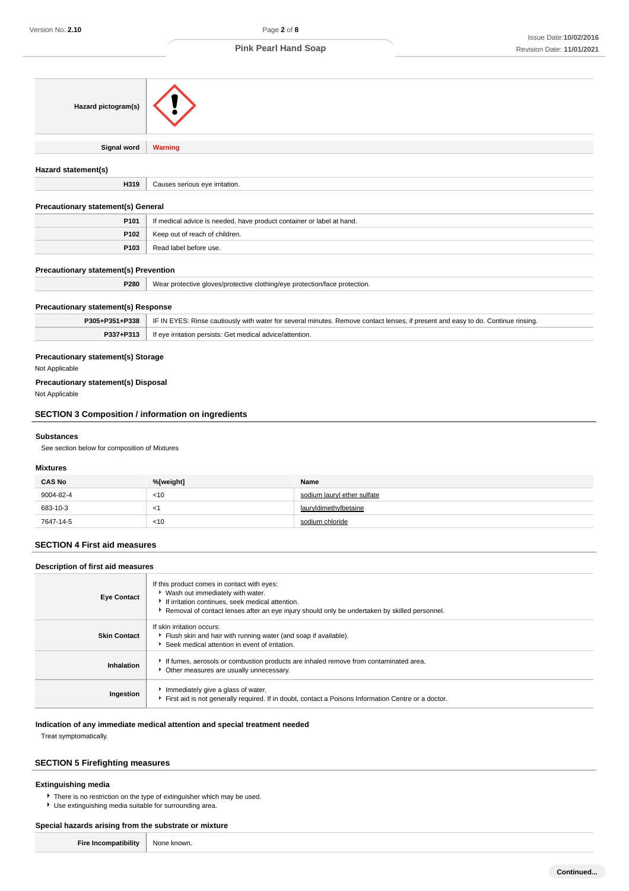| Hazard pictogram(s) | |
|---|---|
| Signal word | **Warning** |

### Hazard statement(s)

| | |
|---|---|
| H319 | Causes serious eye irritation. |

### Precautionary statement(s) General

| | |
|---|---|
| P101 | If medical advice is needed, have product container or label at hand. |
| P102 | Keep out of reach of children. |
| P103 | Read label before use. |

### Precautionary statement(s) Prevention

| | |
|---|---|
| P280 | Wear protective gloves/protective clothing/eye protection/face protection. |

### Precautionary statement(s) Response

| | |
|---|---|
| P305+P351+P338 | IF IN EYES: Rinse cautiously with water for several minutes. Remove contact lenses, if present and easy to do. Continue rinsing. |
| P337+P313 | If eye irritation persists: Get medical advice/attention. |

### Precautionary statement(s) Storage

Not Applicable

### Precautionary statement(s) Disposal

Not Applicable

## SECTION 3 Composition / information on ingredients

### Substances

See section below for composition of Mixtures

### Mixtures

| CAS No | %[weight] | Name |
|---|---|---|
| 9004-82-4 | <10 | sodium lauryl ether sulfate |
| 683-10-3 | <1 | lauryldimethylbetaine |
| 7647-14-5 | <10 | sodium chloride |

## SECTION 4 First aid measures

### Description of first aid measures

| | |
|---|---|
| Eye Contact | If this product comes in contact with eyes:<br>▸ Wash out immediately with water.<br>▸ If irritation continues, seek medical attention.<br>▸ Removal of contact lenses after an eye injury should only be undertaken by skilled personnel. |
| Skin Contact | If skin irritation occurs:<br>▸ Flush skin and hair with running water (and soap if available).<br>▸ Seek medical attention in event of irritation. |
| Inhalation | ▸ If fumes, aerosols or combustion products are inhaled remove from contaminated area.<br>▸ Other measures are usually unnecessary. |
| Ingestion | ▸ Immediately give a glass of water.<br>▸ First aid is not generally required. If in doubt, contact a Poisons Information Centre or a doctor. |

### Indication of any immediate medical attention and special treatment needed

Treat symptomatically.

## SECTION 5 Firefighting measures

### Extinguishing media

- There is no restriction on the type of extinguisher which may be used.
- Use extinguishing media suitable for surrounding area.

### Special hazards arising from the substrate or mixture

| | |
|---|---|
| Fire Incompatibility | None known. |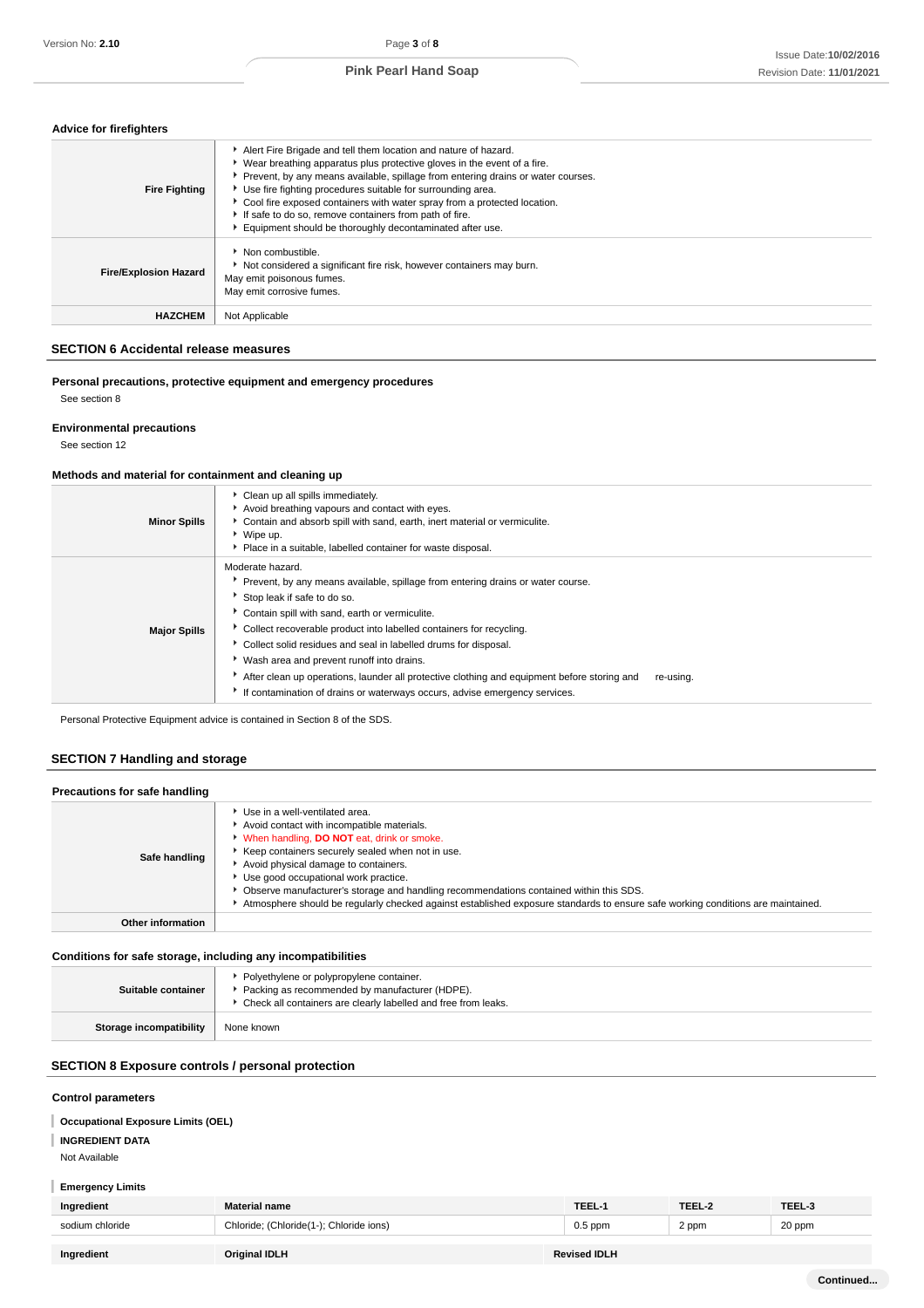### Advice for firefighters

| | |
|---|---|
| **Fire Fighting** | ▸ Alert Fire Brigade and tell them location and nature of hazard.<br>▸ Wear breathing apparatus plus protective gloves in the event of a fire.<br>▸ Prevent, by any means available, spillage from entering drains or water courses.<br>▸ Use fire fighting procedures suitable for surrounding area.<br>▸ Cool fire exposed containers with water spray from a protected location.<br>▸ If safe to do so, remove containers from path of fire.<br>▸ Equipment should be thoroughly decontaminated after use. |
| **Fire/Explosion Hazard** | ▸ Non combustible.<br>▸ Not considered a significant fire risk, however containers may burn.<br>May emit poisonous fumes.<br>May emit corrosive fumes. |
| **HAZCHEM** | Not Applicable |

## SECTION 6 Accidental release measures

### Personal precautions, protective equipment and emergency procedures

See section 8

### Environmental precautions

See section 12

### Methods and material for containment and cleaning up

| | |
|---|---|
| **Minor Spills** | ▸ Clean up all spills immediately.<br>▸ Avoid breathing vapours and contact with eyes.<br>▸ Contain and absorb spill with sand, earth, inert material or vermiculite.<br>▸ Wipe up.<br>▸ Place in a suitable, labelled container for waste disposal. |
| **Major Spills** | Moderate hazard.<br>▸ Prevent, by any means available, spillage from entering drains or water course.<br>▸ Stop leak if safe to do so.<br>▸ Contain spill with sand, earth or vermiculite.<br>▸ Collect recoverable product into labelled containers for recycling.<br>▸ Collect solid residues and seal in labelled drums for disposal.<br>▸ Wash area and prevent runoff into drains.<br>▸ After clean up operations, launder all protective clothing and equipment before storing and re-using.<br>▸ If contamination of drains or waterways occurs, advise emergency services. |

Personal Protective Equipment advice is contained in Section 8 of the SDS.

## SECTION 7 Handling and storage

### Precautions for safe handling

| | |
|---|---|
| **Safe handling** | ▸ Use in a well-ventilated area.<br>▸ Avoid contact with incompatible materials.<br>▸ When handling, **DO NOT** eat, drink or smoke.<br>▸ Keep containers securely sealed when not in use.<br>▸ Avoid physical damage to containers.<br>▸ Use good occupational work practice.<br>▸ Observe manufacturer's storage and handling recommendations contained within this SDS.<br>▸ Atmosphere should be regularly checked against established exposure standards to ensure safe working conditions are maintained. |
| **Other information** | |

### Conditions for safe storage, including any incompatibilities

| | |
|---|---|
| **Suitable container** | ▸ Polyethylene or polypropylene container.<br>▸ Packing as recommended by manufacturer (HDPE).<br>▸ Check all containers are clearly labelled and free from leaks. |
| **Storage incompatibility** | None known |

## SECTION 8 Exposure controls / personal protection

### Control parameters

**Occupational Exposure Limits (OEL)**

**INGREDIENT DATA**

Not Available

**Emergency Limits**

| Ingredient | Material name | TEEL-1 | TEEL-2 | TEEL-3 |
|---|---|---|---|---|
| sodium chloride | Chloride; (Chloride(1-); Chloride ions) | 0.5 ppm | 2 ppm | 20 ppm |

| Ingredient | Original IDLH | Revised IDLH |
|---|---|---|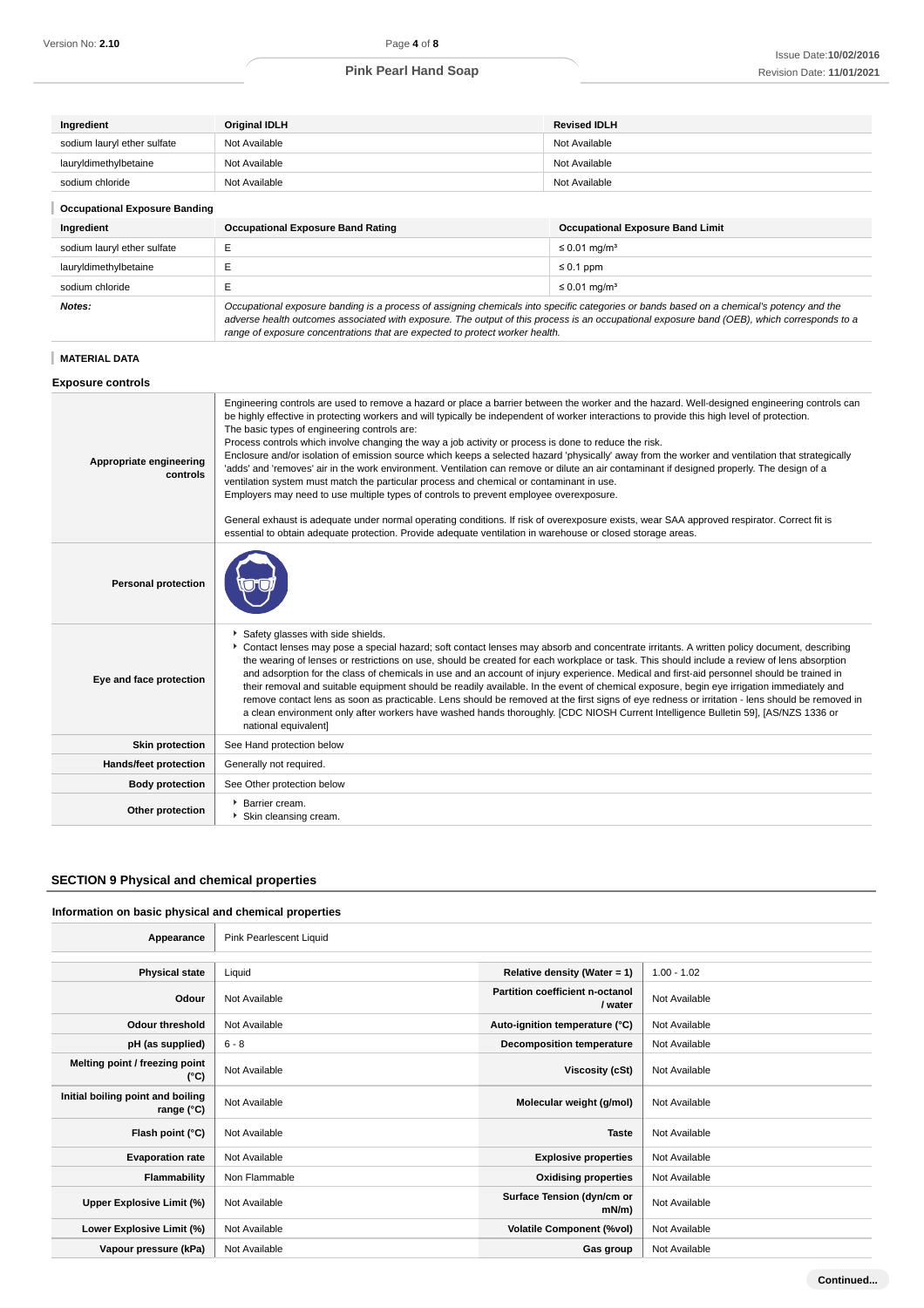| Ingredient | Original IDLH | Revised IDLH |
|---|---|---|
| sodium lauryl ether sulfate | Not Available | Not Available |
| lauryldimethylbetaine | Not Available | Not Available |
| sodium chloride | Not Available | Not Available |

### Occupational Exposure Banding

| Ingredient | Occupational Exposure Band Rating | Occupational Exposure Band Limit |
|---|---|---|
| sodium lauryl ether sulfate | E | ≤ 0.01 mg/m³ |
| lauryldimethylbetaine | E | ≤ 0.1 ppm |
| sodium chloride | E | ≤ 0.01 mg/m³ |
| ***Notes:*** | *Occupational exposure banding is a process of assigning chemicals into specific categories or bands based on a chemical's potency and the adverse health outcomes associated with exposure. The output of this process is an occupational exposure band (OEB), which corresponds to a range of exposure concentrations that are expected to protect worker health.* | |

### MATERIAL DATA

### Exposure controls

| | |
|---|---|
| **Appropriate engineering controls** | Engineering controls are used to remove a hazard or place a barrier between the worker and the hazard. Well-designed engineering controls can be highly effective in protecting workers and will typically be independent of worker interactions to provide this high level of protection.<br>The basic types of engineering controls are:<br>Process controls which involve changing the way a job activity or process is done to reduce the risk.<br>Enclosure and/or isolation of emission source which keeps a selected hazard 'physically' away from the worker and ventilation that strategically 'adds' and 'removes' air in the work environment. Ventilation can remove or dilute an air contaminant if designed properly. The design of a ventilation system must match the particular process and chemical or contaminant in use.<br>Employers may need to use multiple types of controls to prevent employee overexposure.<br><br>General exhaust is adequate under normal operating conditions. If risk of overexposure exists, wear SAA approved respirator. Correct fit is essential to obtain adequate protection. Provide adequate ventilation in warehouse or closed storage areas. |
| **Personal protection** | |
| **Eye and face protection** | ‣ Safety glasses with side shields.<br>‣ Contact lenses may pose a special hazard; soft contact lenses may absorb and concentrate irritants. A written policy document, describing the wearing of lenses or restrictions on use, should be created for each workplace or task. This should include a review of lens absorption and adsorption for the class of chemicals in use and an account of injury experience. Medical and first-aid personnel should be trained in their removal and suitable equipment should be readily available. In the event of chemical exposure, begin eye irrigation immediately and remove contact lens as soon as practicable. Lens should be removed at the first signs of eye redness or irritation - lens should be removed in a clean environment only after workers have washed hands thoroughly. [CDC NIOSH Current Intelligence Bulletin 59], [AS/NZS 1336 or national equivalent] |
| **Skin protection** | See Hand protection below |
| **Hands/feet protection** | Generally not required. |
| **Body protection** | See Other protection below |
| **Other protection** | ‣ Barrier cream.<br>‣ Skin cleansing cream. |

## SECTION 9 Physical and chemical properties

### Information on basic physical and chemical properties

| | | | |
|---|---|---|---|
| **Appearance** | Pink Pearlescent Liquid | | |
| **Physical state** | Liquid | **Relative density (Water = 1)** | 1.00 - 1.02 |
| **Odour** | Not Available | **Partition coefficient n-octanol / water** | Not Available |
| **Odour threshold** | Not Available | **Auto-ignition temperature (°C)** | Not Available |
| **pH (as supplied)** | 6 - 8 | **Decomposition temperature** | Not Available |
| **Melting point / freezing point (°C)** | Not Available | **Viscosity (cSt)** | Not Available |
| **Initial boiling point and boiling range (°C)** | Not Available | **Molecular weight (g/mol)** | Not Available |
| **Flash point (°C)** | Not Available | **Taste** | Not Available |
| **Evaporation rate** | Not Available | **Explosive properties** | Not Available |
| **Flammability** | Non Flammable | **Oxidising properties** | Not Available |
| **Upper Explosive Limit (%)** | Not Available | **Surface Tension (dyn/cm or mN/m)** | Not Available |
| **Lower Explosive Limit (%)** | Not Available | **Volatile Component (%vol)** | Not Available |
| **Vapour pressure (kPa)** | Not Available | **Gas group** | Not Available |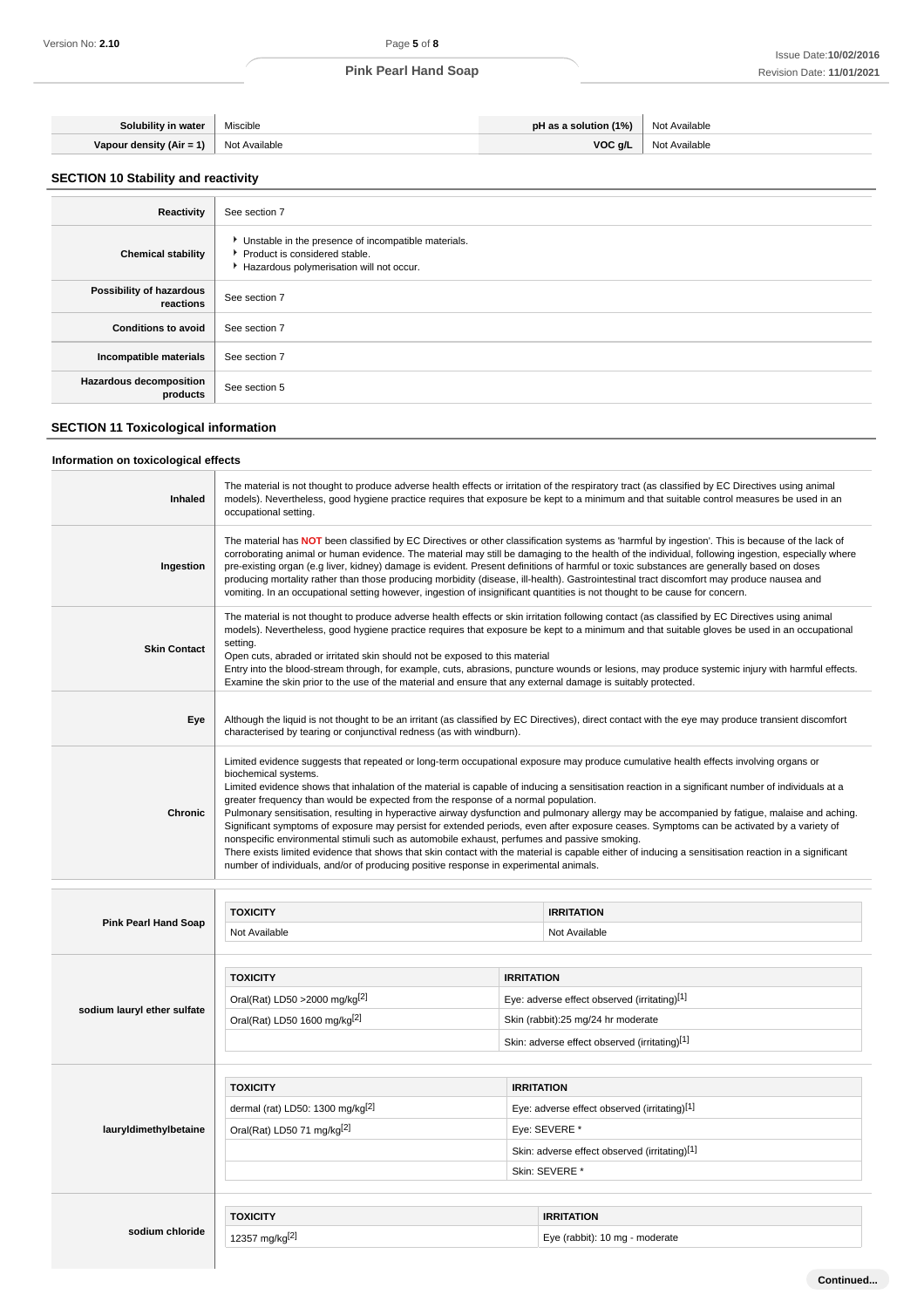| Solubility in water | Miscible | pH as a solution (1%) | Not Available |
|---|---|---|---|
| Vapour density (Air = 1) | Not Available | VOC g/L | Not Available |

## SECTION 10 Stability and reactivity

| | |
|---|---|
| **Reactivity** | See section 7 |
| **Chemical stability** | ▸ Unstable in the presence of incompatible materials.<br>▸ Product is considered stable.<br>▸ Hazardous polymerisation will not occur. |
| **Possibility of hazardous reactions** | See section 7 |
| **Conditions to avoid** | See section 7 |
| **Incompatible materials** | See section 7 |
| **Hazardous decomposition products** | See section 5 |

## SECTION 11 Toxicological information

### Information on toxicological effects

| | |
|---|---|
| **Inhaled** | The material is not thought to produce adverse health effects or irritation of the respiratory tract (as classified by EC Directives using animal models). Nevertheless, good hygiene practice requires that exposure be kept to a minimum and that suitable control measures be used in an occupational setting. |
| **Ingestion** | The material has **NOT** been classified by EC Directives or other classification systems as 'harmful by ingestion'. This is because of the lack of corroborating animal or human evidence. The material may still be damaging to the health of the individual, following ingestion, especially where pre-existing organ (e.g liver, kidney) damage is evident. Present definitions of harmful or toxic substances are generally based on doses producing mortality rather than those producing morbidity (disease, ill-health). Gastrointestinal tract discomfort may produce nausea and vomiting. In an occupational setting however, ingestion of insignificant quantities is not thought to be cause for concern. |
| **Skin Contact** | The material is not thought to produce adverse health effects or skin irritation following contact (as classified by EC Directives using animal models). Nevertheless, good hygiene practice requires that exposure be kept to a minimum and that suitable gloves be used in an occupational setting.<br>Open cuts, abraded or irritated skin should not be exposed to this material<br>Entry into the blood-stream through, for example, cuts, abrasions, puncture wounds or lesions, may produce systemic injury with harmful effects. Examine the skin prior to the use of the material and ensure that any external damage is suitably protected. |
| **Eye** | Although the liquid is not thought to be an irritant (as classified by EC Directives), direct contact with the eye may produce transient discomfort characterised by tearing or conjunctival redness (as with windburn). |
| **Chronic** | Limited evidence suggests that repeated or long-term occupational exposure may produce cumulative health effects involving organs or biochemical systems.<br>Limited evidence shows that inhalation of the material is capable of inducing a sensitisation reaction in a significant number of individuals at a greater frequency than would be expected from the response of a normal population.<br>Pulmonary sensitisation, resulting in hyperactive airway dysfunction and pulmonary allergy may be accompanied by fatigue, malaise and aching. Significant symptoms of exposure may persist for extended periods, even after exposure ceases. Symptoms can be activated by a variety of nonspecific environmental stimuli such as automobile exhaust, perfumes and passive smoking.<br>There exists limited evidence that shows that skin contact with the material is capable either of inducing a sensitisation reaction in a significant number of individuals, and/or of producing positive response in experimental animals. |

| | TOXICITY | IRRITATION |
|---|---|---|
| **Pink Pearl Hand Soap** | Not Available | Not Available |
| **sodium lauryl ether sulfate** | Oral(Rat) LD50 >2000 mg/kg[2] | Eye: adverse effect observed (irritating)[1] |
| | Oral(Rat) LD50 1600 mg/kg[2] | Skin (rabbit):25 mg/24 hr moderate |
| | | Skin: adverse effect observed (irritating)[1] |
| **lauryldimethylbetaine** | dermal (rat) LD50: 1300 mg/kg[2] | Eye: adverse effect observed (irritating)[1] |
| | Oral(Rat) LD50 71 mg/kg[2] | Eye: SEVERE * |
| | | Skin: adverse effect observed (irritating)[1] |
| | | Skin: SEVERE * |
| **sodium chloride** | 12357 mg/kg[2] | Eye (rabbit): 10 mg - moderate |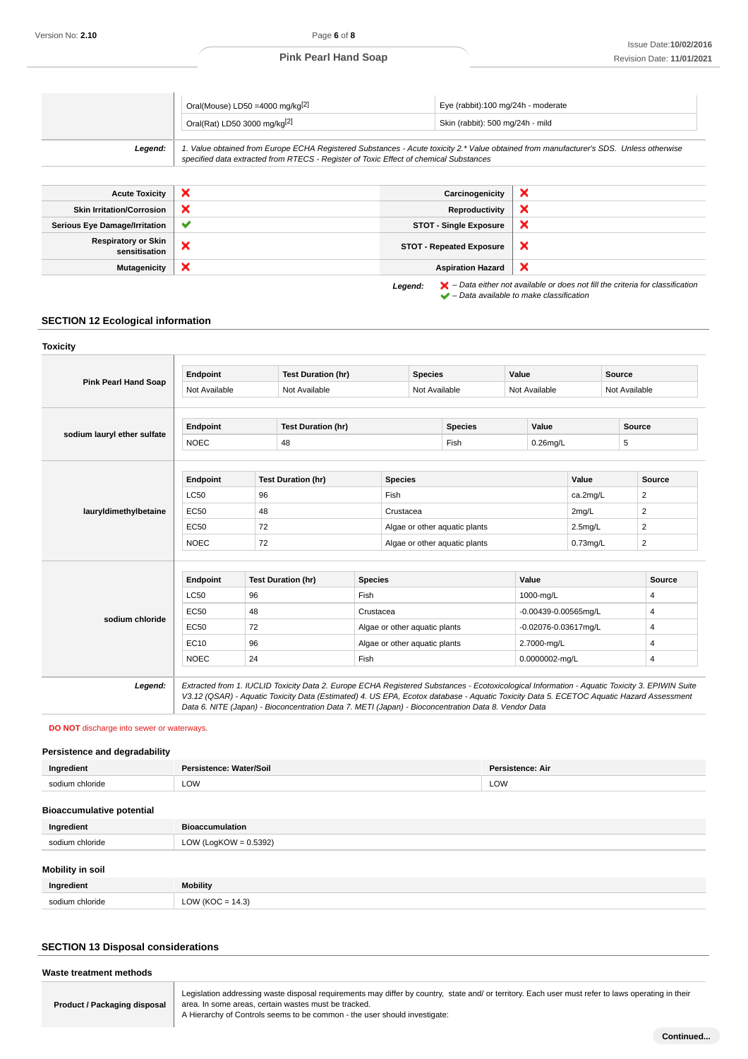| | | |
|---|---|---|
| | Oral(Mouse) LD50 =4000 mg/kg[2] | Eye (rabbit):100 mg/24h - moderate |
| | Oral(Rat) LD50 3000 mg/kg[2] | Skin (rabbit): 500 mg/24h - mild |
| **Legend:** | *1. Value obtained from Europe ECHA Registered Substances - Acute toxicity 2.* Value obtained from manufacturer's SDS. Unless otherwise specified data extracted from RTECS - Register of Toxic Effect of chemical Substances* | |

| | | | |
|---|---|---|---|
| **Acute Toxicity** | ✘ | **Carcinogenicity** | ✘ |
| **Skin Irritation/Corrosion** | ✘ | **Reproductivity** | ✘ |
| **Serious Eye Damage/Irritation** | ✔ | **STOT - Single Exposure** | ✘ |
| **Respiratory or Skin sensitisation** | ✘ | **STOT - Repeated Exposure** | ✘ |
| **Mutagenicity** | ✘ | **Aspiration Hazard** | ✘ |

***Legend:*** ✘ *– Data either not available or does not fill the criteria for classification*
✔ *– Data available to make classification*

## SECTION 12 Ecological information

### Toxicity

**Pink Pearl Hand Soap**

| Endpoint | Test Duration (hr) | Species | Value | Source |
|---|---|---|---|---|
| Not Available | Not Available | Not Available | Not Available | Not Available |

**sodium lauryl ether sulfate**

| Endpoint | Test Duration (hr) | Species | Value | Source |
|---|---|---|---|---|
| NOEC | 48 | Fish | 0.26mg/L | 5 |

**lauryldimethylbetaine**

| Endpoint | Test Duration (hr) | Species | Value | Source |
|---|---|---|---|---|
| LC50 | 96 | Fish | ca.2mg/L | 2 |
| EC50 | 48 | Crustacea | 2mg/L | 2 |
| EC50 | 72 | Algae or other aquatic plants | 2.5mg/L | 2 |
| NOEC | 72 | Algae or other aquatic plants | 0.73mg/L | 2 |

**sodium chloride**

| Endpoint | Test Duration (hr) | Species | Value | Source |
|---|---|---|---|---|
| LC50 | 96 | Fish | 1000-mg/L | 4 |
| EC50 | 48 | Crustacea | -0.00439-0.00565mg/L | 4 |
| EC50 | 72 | Algae or other aquatic plants | -0.02076-0.03617mg/L | 4 |
| EC10 | 96 | Algae or other aquatic plants | 2.7000-mg/L | 4 |
| NOEC | 24 | Fish | 0.0000002-mg/L | 4 |

***Legend:*** *Extracted from 1. IUCLID Toxicity Data 2. Europe ECHA Registered Substances - Ecotoxicological Information - Aquatic Toxicity 3. EPIWIN Suite V3.12 (QSAR) - Aquatic Toxicity Data (Estimated) 4. US EPA, Ecotox database - Aquatic Toxicity Data 5. ECETOC Aquatic Hazard Assessment Data 6. NITE (Japan) - Bioconcentration Data 7. METI (Japan) - Bioconcentration Data 8. Vendor Data*

**DO NOT** discharge into sewer or waterways.

### Persistence and degradability

| Ingredient | Persistence: Water/Soil | Persistence: Air |
|---|---|---|
| sodium chloride | LOW | LOW |

### Bioaccumulative potential

| Ingredient | Bioaccumulation |
|---|---|
| sodium chloride | LOW (LogKOW = 0.5392) |

### Mobility in soil

| Ingredient | Mobility |
|---|---|
| sodium chloride | LOW (KOC = 14.3) |

## SECTION 13 Disposal considerations

### Waste treatment methods

| | |
|---|---|
| **Product / Packaging disposal** | Legislation addressing waste disposal requirements may differ by country, state and/ or territory. Each user must refer to laws operating in their area. In some areas, certain wastes must be tracked.<br>A Hierarchy of Controls seems to be common - the user should investigate: |

**Continued...**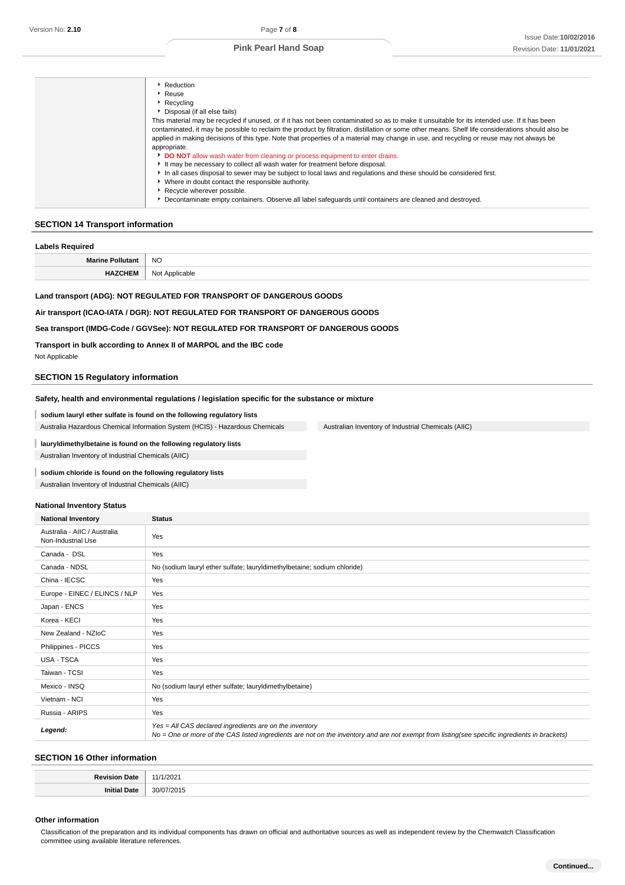|  | - Reduction<br>- Reuse<br>- Recycling<br>- Disposal (if all else fails)<br>This material may be recycled if unused, or if it has not been contaminated so as to make it unsuitable for its intended use. If it has been contaminated, it may be possible to reclaim the product by filtration, distillation or some other means. Shelf life considerations should also be applied in making decisions of this type. Note that properties of a material may change in use, and recycling or reuse may not always be appropriate.<br>- **DO NOT** allow wash water from cleaning or process equipment to enter drains.<br>- It may be necessary to collect all wash water for treatment before disposal.<br>- In all cases disposal to sewer may be subject to local laws and regulations and these should be considered first.<br>- Where in doubt contact the responsible authority.<br>- Recycle wherever possible.<br>- Decontaminate empty containers. Observe all label safeguards until containers are cleaned and destroyed. |
|---|---|

## SECTION 14 Transport information

### Labels Required

| **Marine Pollutant** | NO |
|---|---|
| **HAZCHEM** | Not Applicable |

**Land transport (ADG): NOT REGULATED FOR TRANSPORT OF DANGEROUS GOODS**

**Air transport (ICAO-IATA / DGR): NOT REGULATED FOR TRANSPORT OF DANGEROUS GOODS**

**Sea transport (IMDG-Code / GGVSee): NOT REGULATED FOR TRANSPORT OF DANGEROUS GOODS**

**Transport in bulk according to Annex II of MARPOL and the IBC code**

Not Applicable

## SECTION 15 Regulatory information

### Safety, health and environmental regulations / legislation specific for the substance or mixture

**sodium lauryl ether sulfate is found on the following regulatory lists**

| Australia Hazardous Chemical Information System (HCIS) - Hazardous Chemicals | Australian Inventory of Industrial Chemicals (AIIC) |
|---|---|

**lauryldimethylbetaine is found on the following regulatory lists**

Australian Inventory of Industrial Chemicals (AIIC)

**sodium chloride is found on the following regulatory lists**

Australian Inventory of Industrial Chemicals (AIIC)

### National Inventory Status

| National Inventory | Status |
|---|---|
| Australia - AIIC / Australia Non-Industrial Use | Yes |
| Canada - DSL | Yes |
| Canada - NDSL | No (sodium lauryl ether sulfate; lauryldimethylbetaine; sodium chloride) |
| China - IECSC | Yes |
| Europe - EINEC / ELINCS / NLP | Yes |
| Japan - ENCS | Yes |
| Korea - KECI | Yes |
| New Zealand - NZIoC | Yes |
| Philippines - PICCS | Yes |
| USA - TSCA | Yes |
| Taiwan - TCSI | Yes |
| Mexico - INSQ | No (sodium lauryl ether sulfate; lauryldimethylbetaine) |
| Vietnam - NCI | Yes |
| Russia - ARIPS | Yes |
| ***Legend:*** | *Yes = All CAS declared ingredients are on the inventory*<br>*No = One or more of the CAS listed ingredients are not on the inventory and are not exempt from listing(see specific ingredients in brackets)* |

## SECTION 16 Other information

| **Revision Date** | 11/1/2021 |
|---|---|
| **Initial Date** | 30/07/2015 |

### Other information

Classification of the preparation and its individual components has drawn on official and authoritative sources as well as independent review by the Chemwatch Classification committee using available literature references.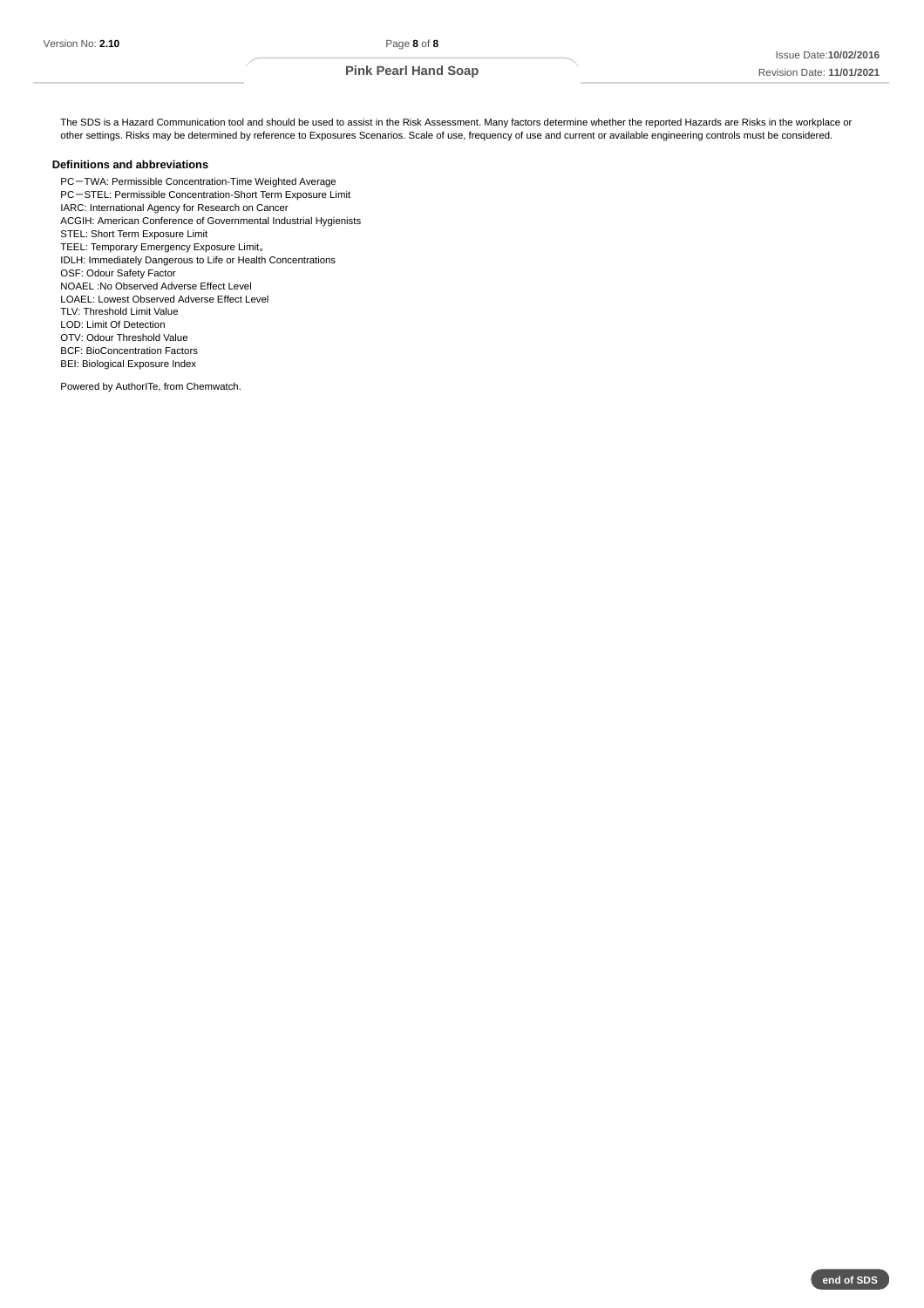The SDS is a Hazard Communication tool and should be used to assist in the Risk Assessment. Many factors determine whether the reported Hazards are Risks in the workplace or other settings. Risks may be determined by reference to Exposures Scenarios. Scale of use, frequency of use and current or available engineering controls must be considered.

### Definitions and abbreviations

PC－TWA: Permissible Concentration-Time Weighted Average
PC－STEL: Permissible Concentration-Short Term Exposure Limit
IARC: International Agency for Research on Cancer
ACGIH: American Conference of Governmental Industrial Hygienists
STEL: Short Term Exposure Limit
TEEL: Temporary Emergency Exposure Limit。
IDLH: Immediately Dangerous to Life or Health Concentrations
OSF: Odour Safety Factor
NOAEL :No Observed Adverse Effect Level
LOAEL: Lowest Observed Adverse Effect Level
TLV: Threshold Limit Value
LOD: Limit Of Detection
OTV: Odour Threshold Value
BCF: BioConcentration Factors
BEI: Biological Exposure Index

Powered by AuthorITe, from Chemwatch.

**end of SDS**